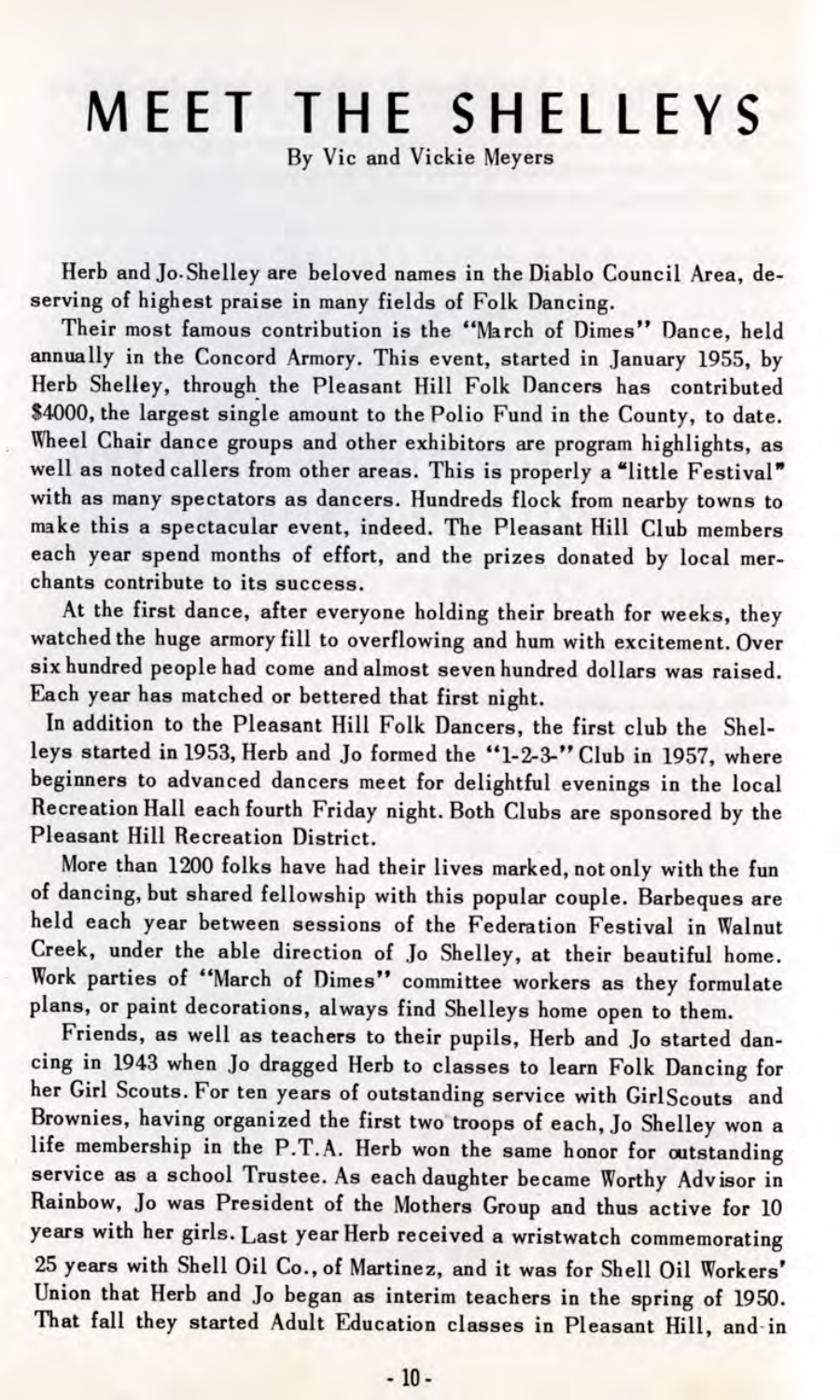# MEET THE SHELLEYS

By Vic and Vickie Meyers

Herb and Jo Shelley are beloved names in the Diablo Council Area, deserving of highest praise in many fields of Folk Dancing.

Their most famous contribution is the "March of Dimes" Dance, held annually in the Concord Armory. This event, started in January 1955, by Herb Shelley, through the Pleasant Hill Folk Dancers has contributed $4000, the largest single amount to the Polio Fund in the County, to date. Wheel Chair dance groups and other exhibitors are program highlights, as well as noted callers from other areas. This is properly a "little Festival" with as many spectators as dancers. Hundreds flock from nearby towns to make this a spectacular event, indeed. The Pleasant Hill Club members each year spend months of effort, and the prizes donated by local merchants contribute to its success.

At the first dance, after everyone holding their breath for weeks, they watched the huge armory fill to overflowing and hum with excitement. Over six hundred people had come and almost seven hundred dollars was raised. Each year has matched or bettered that first night.

In addition to the Pleasant Hill Folk Dancers, the first club the Shelleys started in 1953, Herb and Jo formed the "1-2-3-" Club in 1957, where beginners to advanced dancers meet for delightful evenings in the local Recreation Hall each fourth Friday night. Both Clubs are sponsored by the Pleasant Hill Recreation District.

More than 1200 folks have had their lives marked, not only with the fun of dancing, but shared fellowship with this popular couple. Barbeques are held each year between sessions of the Federation Festival in Walnut Creek, under the able direction of Jo Shelley, at their beautiful home. Work parties of "March of Dimes" committee workers as they formulate plans, or paint decorations, always find Shelleys home open to them.

Friends, as well as teachers to their pupils, Herb and Jo started dancing in 1943 when Jo dragged Herb to classes to learn Folk Dancing for her Girl Scouts. For ten years of outstanding service with GirlScouts and Brownies, having organized the first two troops of each, Jo Shelley won a life membership in the P.T.A. Herb won the same honor for outstanding service as a school Trustee. As each daughter became Worthy Advisor in Rainbow, Jo was President of the Mothers Group and thus active for 10 years with her girls. Last year Herb received a wristwatch commemorating 25 years with Shell Oil Co., of Martinez, and it was for Shell Oil Workers' Union that Herb and Jo began as interim teachers in the spring of 1950. That fall they started Adult Education classes in Pleasant Hill, and in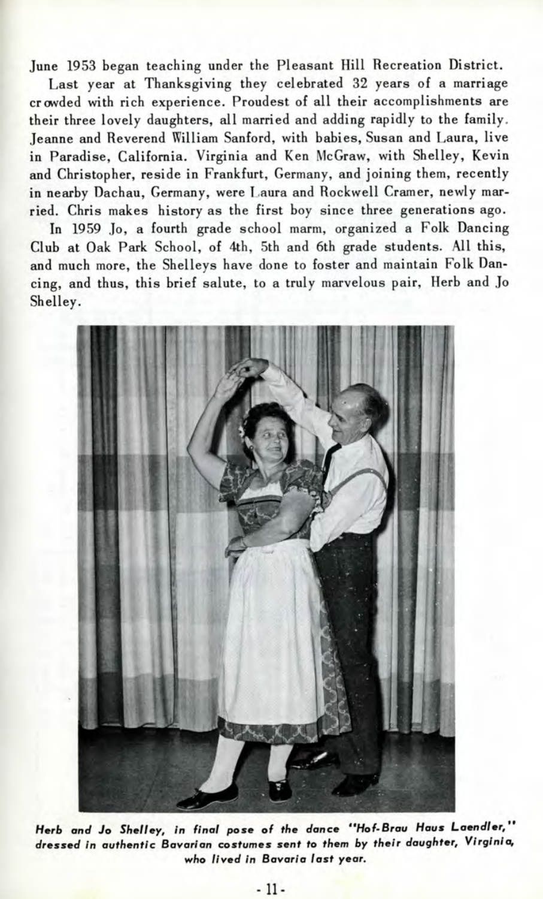June 1953 began teaching under the Pleasant Hill Recreation District.

Last year at Thanksgiving they celebrated 32 years of a marriage crowded with rich experience. Proudest of all their accomplishments are their three lovely daughters, all married and adding rapidly to the family. Jeanne and Reverend William Sanford, with babies, Susan and Laura, live in Paradise, California. Virginia and Ken McGraw, with Shelley, Kevin and Christopher, reside in Frankfurt, Germany, and joining them, recently in nearby Dachau, Germany, were Laura and Rockwell Cramer, newly married. Chris makes history as the first boy since three generations ago.

In 1959 Jo, a fourth grade school marm, organized a Folk Dancing Club at Oak Park School, of 4th, 5th and 6th grade students. All this, and much more, the Shelleys have done to foster and maintain Folk Dancing, and thus, this brief salute, to a truly marvelous pair, Herb and Jo Shelley.

***Herb and Jo Shelley, in final pose of the dance "Hof-Brau Haus Laendler," dressed in authentic Bavarian costumes sent to them by their daughter, Virginia, who lived in Bavaria last year.***